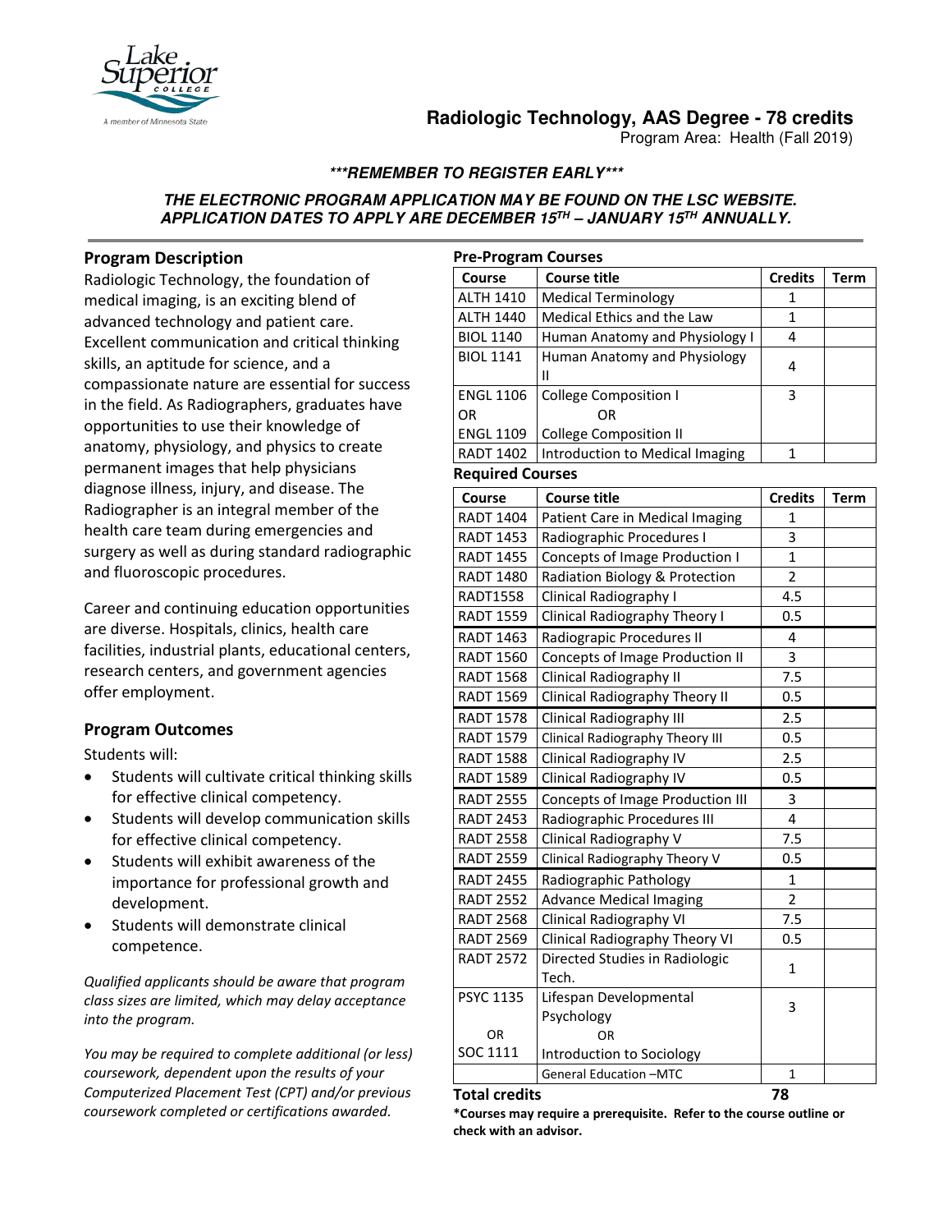# Radiologic Technology, AAS Degree - 78 credits

Program Area: Health (Fall 2019)

***REMEMBER TO REGISTER EARLY***

***THE ELECTRONIC PROGRAM APPLICATION MAY BE FOUND ON THE LSC WEBSITE. APPLICATION DATES TO APPLY ARE DECEMBER 15TH – JANUARY 15TH ANNUALLY.***

## Program Description

Radiologic Technology, the foundation of medical imaging, is an exciting blend of advanced technology and patient care. Excellent communication and critical thinking skills, an aptitude for science, and a compassionate nature are essential for success in the field. As Radiographers, graduates have opportunities to use their knowledge of anatomy, physiology, and physics to create permanent images that help physicians diagnose illness, injury, and disease. The Radiographer is an integral member of the health care team during emergencies and surgery as well as during standard radiographic and fluoroscopic procedures.

Career and continuing education opportunities are diverse. Hospitals, clinics, health care facilities, industrial plants, educational centers, research centers, and government agencies offer employment.

## Program Outcomes

Students will:

- Students will cultivate critical thinking skills for effective clinical competency.
- Students will develop communication skills for effective clinical competency.
- Students will exhibit awareness of the importance for professional growth and development.
- Students will demonstrate clinical competence.

*Qualified applicants should be aware that program class sizes are limited, which may delay acceptance into the program.*

*You may be required to complete additional (or less) coursework, dependent upon the results of your Computerized Placement Test (CPT) and/or previous coursework completed or certifications awarded.*

### Pre-Program Courses

| Course | Course title | Credits | Term |
|---|---|---|---|
| ALTH 1410 | Medical Terminology | 1 | |
| ALTH 1440 | Medical Ethics and the Law | 1 | |
| BIOL 1140 | Human Anatomy and Physiology I | 4 | |
| BIOL 1141 | Human Anatomy and Physiology II | 4 | |
| ENGL 1106 OR ENGL 1109 | College Composition I OR College Composition II | 3 | |
| RADT 1402 | Introduction to Medical Imaging | 1 | |

### Required Courses

| Course | Course title | Credits | Term |
|---|---|---|---|
| RADT 1404 | Patient Care in Medical Imaging | 1 | |
| RADT 1453 | Radiographic Procedures I | 3 | |
| RADT 1455 | Concepts of Image Production I | 1 | |
| RADT 1480 | Radiation Biology & Protection | 2 | |
| RADT1558 | Clinical Radiography I | 4.5 | |
| RADT 1559 | Clinical Radiography Theory I | 0.5 | |
| RADT 1463 | Radiograpic Procedures II | 4 | |
| RADT 1560 | Concepts of Image Production II | 3 | |
| RADT 1568 | Clinical Radiography II | 7.5 | |
| RADT 1569 | Clinical Radiography Theory II | 0.5 | |
| RADT 1578 | Clinical Radiography III | 2.5 | |
| RADT 1579 | Clinical Radiography Theory III | 0.5 | |
| RADT 1588 | Clinical Radiography IV | 2.5 | |
| RADT 1589 | Clinical Radiography IV | 0.5 | |
| RADT 2555 | Concepts of Image Production III | 3 | |
| RADT 2453 | Radiographic Procedures III | 4 | |
| RADT 2558 | Clinical Radiography V | 7.5 | |
| RADT 2559 | Clinical Radiography Theory V | 0.5 | |
| RADT 2455 | Radiographic Pathology | 1 | |
| RADT 2552 | Advance Medical Imaging | 2 | |
| RADT 2568 | Clinical Radiography VI | 7.5 | |
| RADT 2569 | Clinical Radiography Theory VI | 0.5 | |
| RADT 2572 | Directed Studies in Radiologic Tech. | 1 | |
| PSYC 1135 OR SOC 1111 | Lifespan Developmental Psychology OR Introduction to Sociology | 3 | |
| | General Education –MTC | 1 | |

**Total credits** **78**

***Courses may require a prerequisite. Refer to the course outline or check with an advisor.**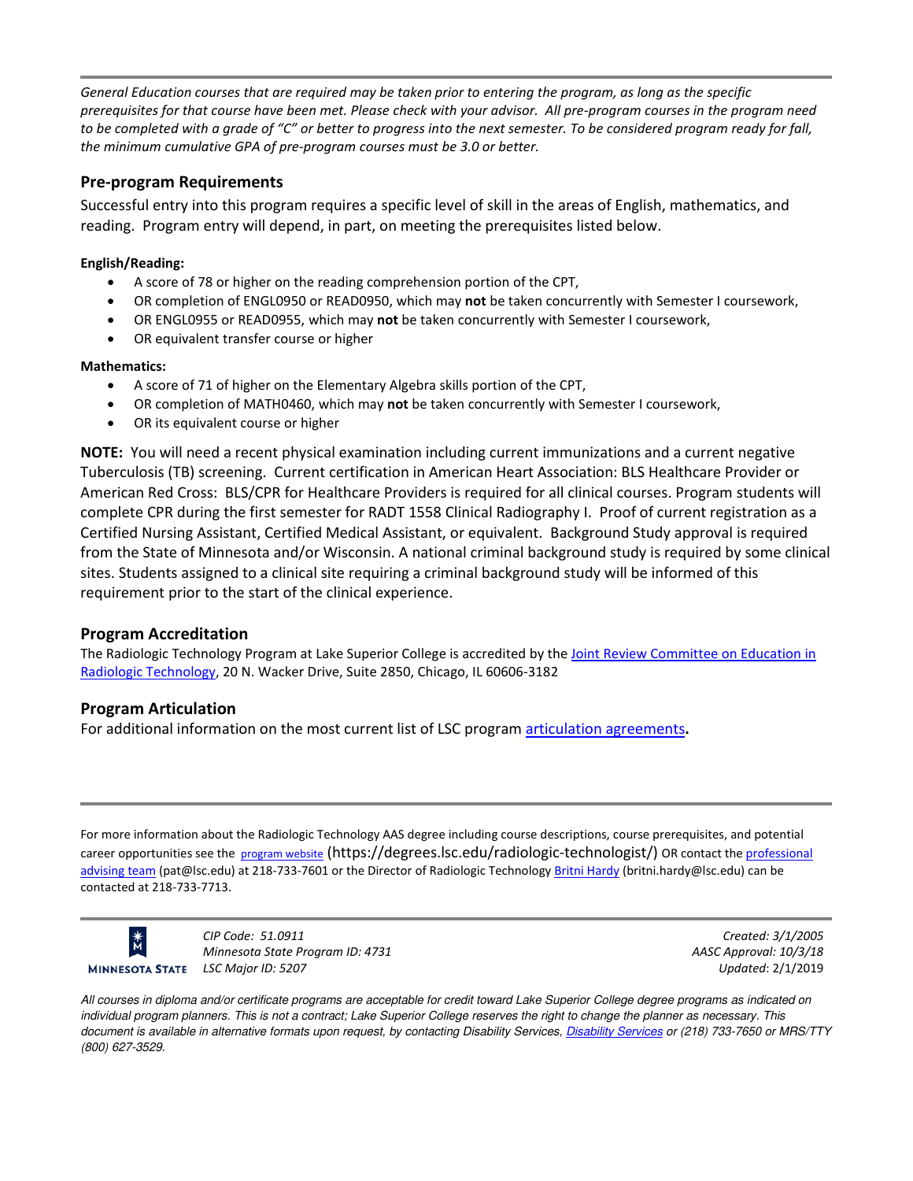*General Education courses that are required may be taken prior to entering the program, as long as the specific prerequisites for that course have been met. Please check with your advisor. All pre-program courses in the program need to be completed with a grade of "C" or better to progress into the next semester. To be considered program ready for fall, the minimum cumulative GPA of pre-program courses must be 3.0 or better.*

## Pre-program Requirements

Successful entry into this program requires a specific level of skill in the areas of English, mathematics, and reading. Program entry will depend, in part, on meeting the prerequisites listed below.

**English/Reading:**

- A score of 78 or higher on the reading comprehension portion of the CPT,
- OR completion of ENGL0950 or READ0950, which may **not** be taken concurrently with Semester I coursework,
- OR ENGL0955 or READ0955, which may **not** be taken concurrently with Semester I coursework,
- OR equivalent transfer course or higher

**Mathematics:**

- A score of 71 of higher on the Elementary Algebra skills portion of the CPT,
- OR completion of MATH0460, which may **not** be taken concurrently with Semester I coursework,
- OR its equivalent course or higher

**NOTE:** You will need a recent physical examination including current immunizations and a current negative Tuberculosis (TB) screening. Current certification in American Heart Association: BLS Healthcare Provider or American Red Cross: BLS/CPR for Healthcare Providers is required for all clinical courses. Program students will complete CPR during the first semester for RADT 1558 Clinical Radiography I. Proof of current registration as a Certified Nursing Assistant, Certified Medical Assistant, or equivalent. Background Study approval is required from the State of Minnesota and/or Wisconsin. A national criminal background study is required by some clinical sites. Students assigned to a clinical site requiring a criminal background study will be informed of this requirement prior to the start of the clinical experience.

## Program Accreditation

The Radiologic Technology Program at Lake Superior College is accredited by the Joint Review Committee on Education in Radiologic Technology, 20 N. Wacker Drive, Suite 2850, Chicago, IL 60606-3182

## Program Articulation

For additional information on the most current list of LSC program articulation agreements.

---

For more information about the Radiologic Technology AAS degree including course descriptions, course prerequisites, and potential career opportunities see the program website (https://degrees.lsc.edu/radiologic-technologist/) OR contact the professional advising team (pat@lsc.edu) at 218-733-7601 or the Director of Radiologic Technology Britni Hardy (britni.hardy@lsc.edu) can be contacted at 218-733-7713.

MINNESOTA STATE

*CIP Code: 51.0911*
*Minnesota State Program ID: 4731*
*LSC Major ID: 5207*

*Created: 3/1/2005*
*AASC Approval: 10/3/18*
*Updated: 2/1/2019*

*All courses in diploma and/or certificate programs are acceptable for credit toward Lake Superior College degree programs as indicated on individual program planners. This is not a contract; Lake Superior College reserves the right to change the planner as necessary. This document is available in alternative formats upon request, by contacting Disability Services, Disability Services or (218) 733-7650 or MRS/TTY (800) 627-3529.*